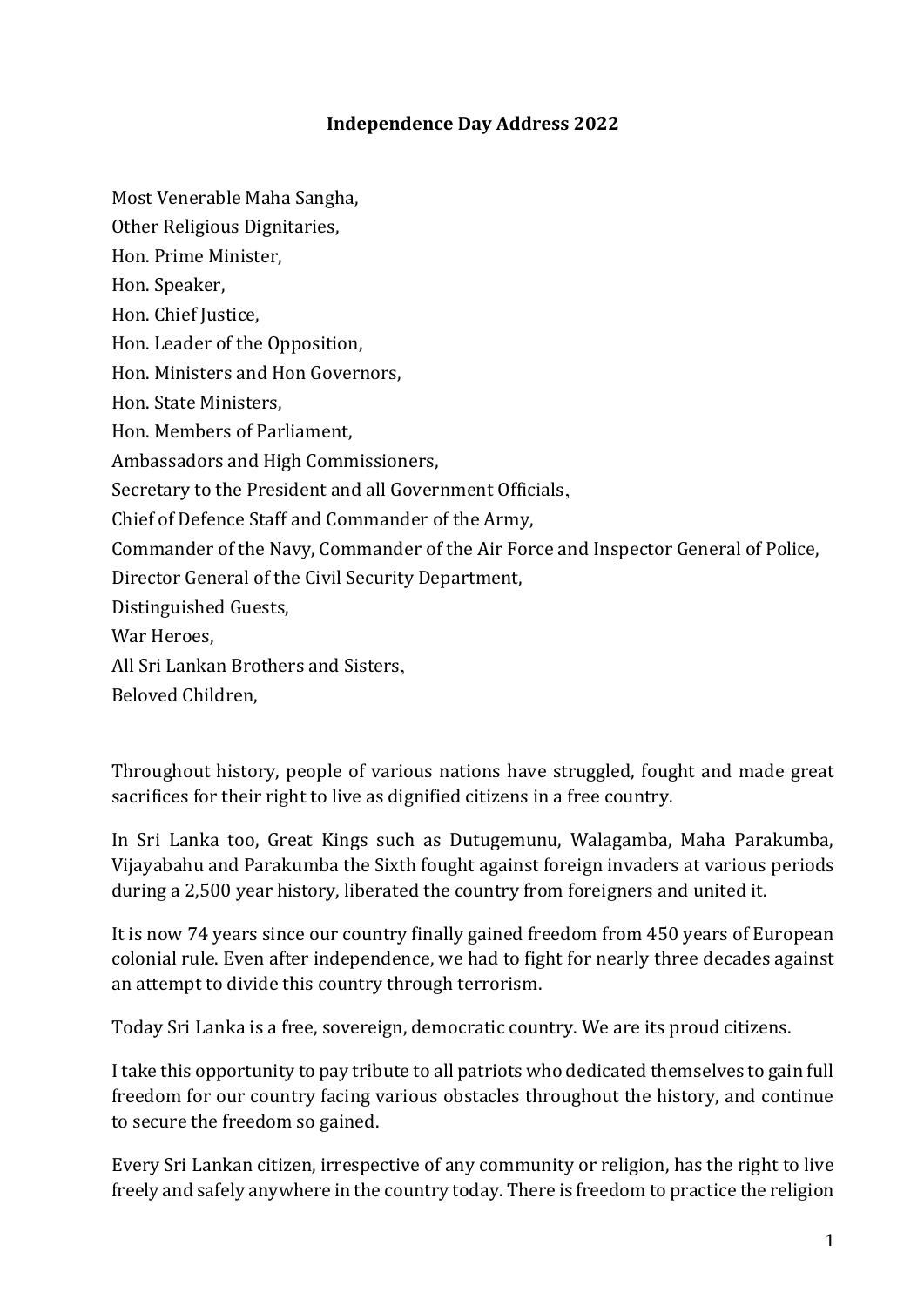# Independence Day Address 2022

Most Venerable Maha Sangha,
Other Religious Dignitaries,
Hon. Prime Minister,
Hon. Speaker,
Hon. Chief Justice,
Hon. Leader of the Opposition,
Hon. Ministers and Hon Governors,
Hon. State Ministers,
Hon. Members of Parliament,
Ambassadors and High Commissioners,
Secretary to the President and all Government Officials,
Chief of Defence Staff and Commander of the Army,
Commander of the Navy, Commander of the Air Force and Inspector General of Police,
Director General of the Civil Security Department,
Distinguished Guests,
War Heroes,
All Sri Lankan Brothers and Sisters,
Beloved Children,

Throughout history, people of various nations have struggled, fought and made great sacrifices for their right to live as dignified citizens in a free country.

In Sri Lanka too, Great Kings such as Dutugemunu, Walagamba, Maha Parakumba, Vijayabahu and Parakumba the Sixth fought against foreign invaders at various periods during a 2,500 year history, liberated the country from foreigners and united it.

It is now 74 years since our country finally gained freedom from 450 years of European colonial rule. Even after independence, we had to fight for nearly three decades against an attempt to divide this country through terrorism.

Today Sri Lanka is a free, sovereign, democratic country. We are its proud citizens.

I take this opportunity to pay tribute to all patriots who dedicated themselves to gain full freedom for our country facing various obstacles throughout the history, and continue to secure the freedom so gained.

Every Sri Lankan citizen, irrespective of any community or religion, has the right to live freely and safely anywhere in the country today. There is freedom to practice the religion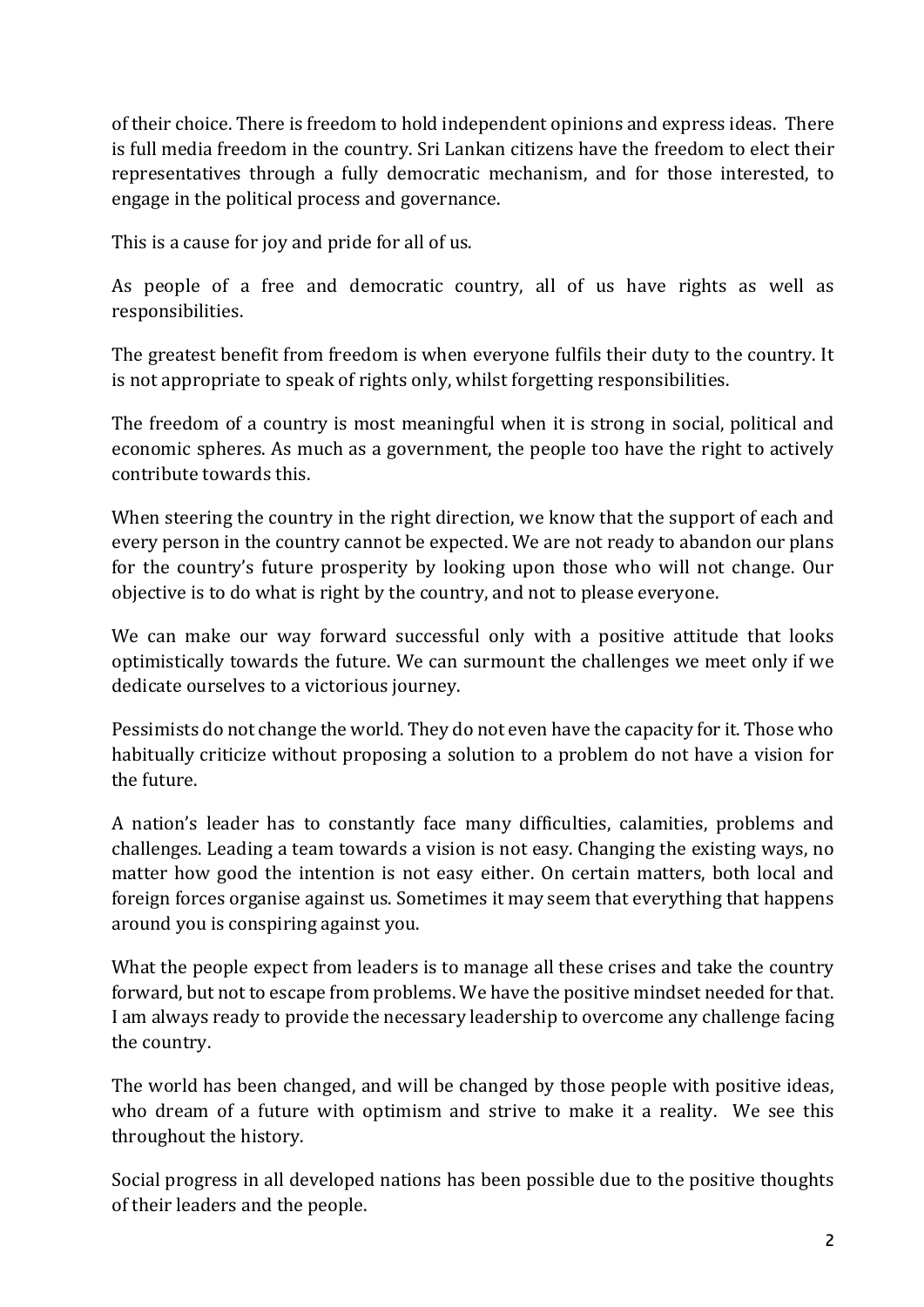of their choice. There is freedom to hold independent opinions and express ideas. There is full media freedom in the country. Sri Lankan citizens have the freedom to elect their representatives through a fully democratic mechanism, and for those interested, to engage in the political process and governance.

This is a cause for joy and pride for all of us.

As people of a free and democratic country, all of us have rights as well as responsibilities.

The greatest benefit from freedom is when everyone fulfils their duty to the country. It is not appropriate to speak of rights only, whilst forgetting responsibilities.

The freedom of a country is most meaningful when it is strong in social, political and economic spheres. As much as a government, the people too have the right to actively contribute towards this.

When steering the country in the right direction, we know that the support of each and every person in the country cannot be expected. We are not ready to abandon our plans for the country's future prosperity by looking upon those who will not change. Our objective is to do what is right by the country, and not to please everyone.

We can make our way forward successful only with a positive attitude that looks optimistically towards the future. We can surmount the challenges we meet only if we dedicate ourselves to a victorious journey.

Pessimists do not change the world. They do not even have the capacity for it. Those who habitually criticize without proposing a solution to a problem do not have a vision for the future.

A nation's leader has to constantly face many difficulties, calamities, problems and challenges. Leading a team towards a vision is not easy. Changing the existing ways, no matter how good the intention is not easy either. On certain matters, both local and foreign forces organise against us. Sometimes it may seem that everything that happens around you is conspiring against you.

What the people expect from leaders is to manage all these crises and take the country forward, but not to escape from problems. We have the positive mindset needed for that. I am always ready to provide the necessary leadership to overcome any challenge facing the country.

The world has been changed, and will be changed by those people with positive ideas, who dream of a future with optimism and strive to make it a reality. We see this throughout the history.

Social progress in all developed nations has been possible due to the positive thoughts of their leaders and the people.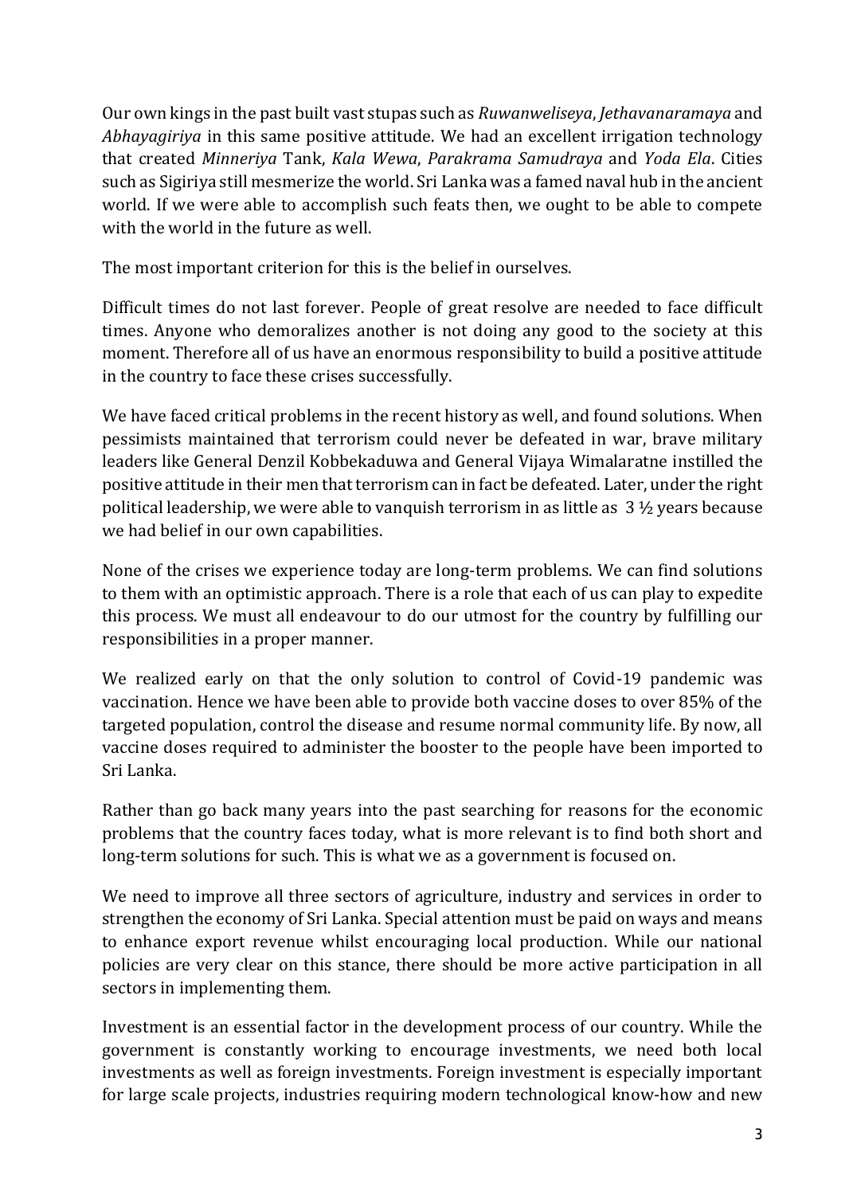Our own kings in the past built vast stupas such as *Ruwanweliseya*, *Jethavanaramaya* and *Abhayagiriya* in this same positive attitude. We had an excellent irrigation technology that created *Minneriya* Tank, *Kala Wewa*, *Parakrama Samudraya* and *Yoda Ela*. Cities such as Sigiriya still mesmerize the world. Sri Lanka was a famed naval hub in the ancient world. If we were able to accomplish such feats then, we ought to be able to compete with the world in the future as well.

The most important criterion for this is the belief in ourselves.

Difficult times do not last forever. People of great resolve are needed to face difficult times. Anyone who demoralizes another is not doing any good to the society at this moment. Therefore all of us have an enormous responsibility to build a positive attitude in the country to face these crises successfully.

We have faced critical problems in the recent history as well, and found solutions. When pessimists maintained that terrorism could never be defeated in war, brave military leaders like General Denzil Kobbekaduwa and General Vijaya Wimalaratne instilled the positive attitude in their men that terrorism can in fact be defeated. Later, under the right political leadership, we were able to vanquish terrorism in as little as 3 ½ years because we had belief in our own capabilities.

None of the crises we experience today are long-term problems. We can find solutions to them with an optimistic approach. There is a role that each of us can play to expedite this process. We must all endeavour to do our utmost for the country by fulfilling our responsibilities in a proper manner.

We realized early on that the only solution to control of Covid-19 pandemic was vaccination. Hence we have been able to provide both vaccine doses to over 85% of the targeted population, control the disease and resume normal community life. By now, all vaccine doses required to administer the booster to the people have been imported to Sri Lanka.

Rather than go back many years into the past searching for reasons for the economic problems that the country faces today, what is more relevant is to find both short and long-term solutions for such. This is what we as a government is focused on.

We need to improve all three sectors of agriculture, industry and services in order to strengthen the economy of Sri Lanka. Special attention must be paid on ways and means to enhance export revenue whilst encouraging local production. While our national policies are very clear on this stance, there should be more active participation in all sectors in implementing them.

Investment is an essential factor in the development process of our country. While the government is constantly working to encourage investments, we need both local investments as well as foreign investments. Foreign investment is especially important for large scale projects, industries requiring modern technological know-how and new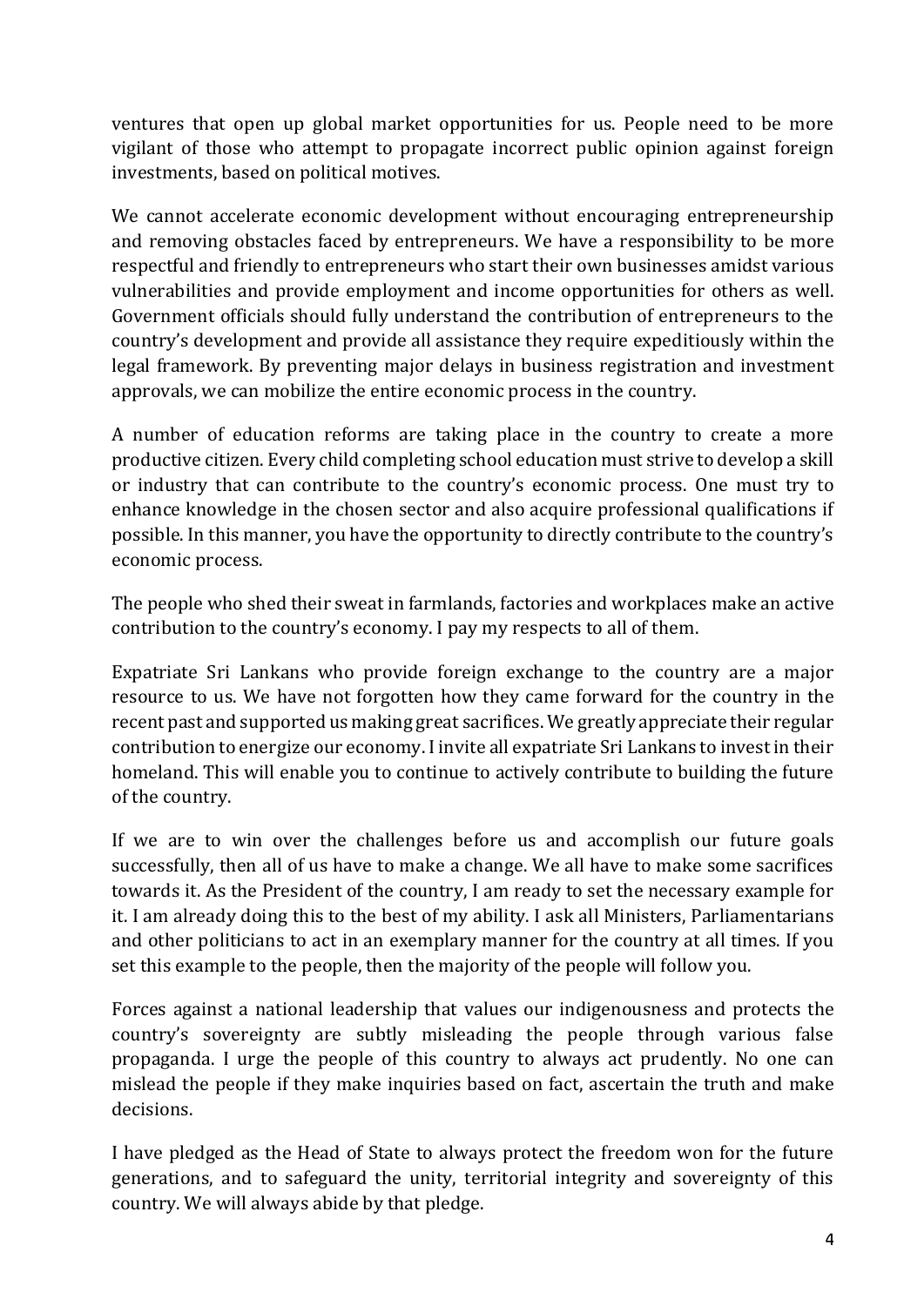ventures that open up global market opportunities for us. People need to be more vigilant of those who attempt to propagate incorrect public opinion against foreign investments, based on political motives.

We cannot accelerate economic development without encouraging entrepreneurship and removing obstacles faced by entrepreneurs. We have a responsibility to be more respectful and friendly to entrepreneurs who start their own businesses amidst various vulnerabilities and provide employment and income opportunities for others as well. Government officials should fully understand the contribution of entrepreneurs to the country's development and provide all assistance they require expeditiously within the legal framework. By preventing major delays in business registration and investment approvals, we can mobilize the entire economic process in the country.

A number of education reforms are taking place in the country to create a more productive citizen. Every child completing school education must strive to develop a skill or industry that can contribute to the country's economic process. One must try to enhance knowledge in the chosen sector and also acquire professional qualifications if possible. In this manner, you have the opportunity to directly contribute to the country's economic process.

The people who shed their sweat in farmlands, factories and workplaces make an active contribution to the country's economy. I pay my respects to all of them.

Expatriate Sri Lankans who provide foreign exchange to the country are a major resource to us. We have not forgotten how they came forward for the country in the recent past and supported us making great sacrifices. We greatly appreciate their regular contribution to energize our economy. I invite all expatriate Sri Lankans to invest in their homeland. This will enable you to continue to actively contribute to building the future of the country.

If we are to win over the challenges before us and accomplish our future goals successfully, then all of us have to make a change. We all have to make some sacrifices towards it. As the President of the country, I am ready to set the necessary example for it. I am already doing this to the best of my ability. I ask all Ministers, Parliamentarians and other politicians to act in an exemplary manner for the country at all times. If you set this example to the people, then the majority of the people will follow you.

Forces against a national leadership that values our indigenousness and protects the country's sovereignty are subtly misleading the people through various false propaganda. I urge the people of this country to always act prudently. No one can mislead the people if they make inquiries based on fact, ascertain the truth and make decisions.

I have pledged as the Head of State to always protect the freedom won for the future generations, and to safeguard the unity, territorial integrity and sovereignty of this country. We will always abide by that pledge.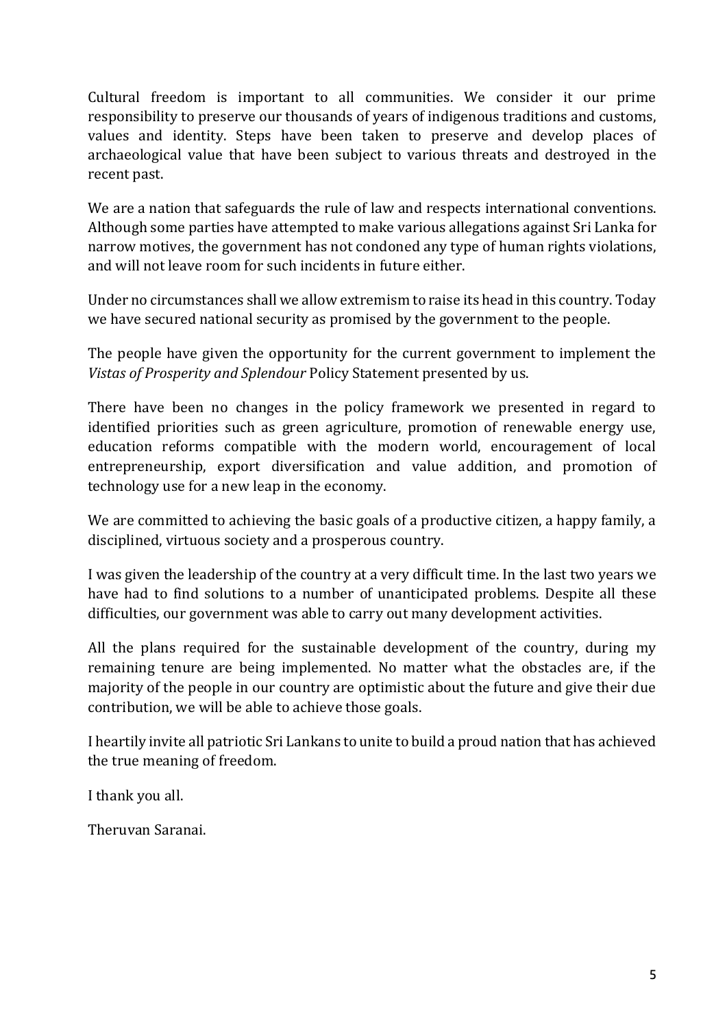Cultural freedom is important to all communities. We consider it our prime responsibility to preserve our thousands of years of indigenous traditions and customs, values and identity. Steps have been taken to preserve and develop places of archaeological value that have been subject to various threats and destroyed in the recent past.

We are a nation that safeguards the rule of law and respects international conventions. Although some parties have attempted to make various allegations against Sri Lanka for narrow motives, the government has not condoned any type of human rights violations, and will not leave room for such incidents in future either.

Under no circumstances shall we allow extremism to raise its head in this country. Today we have secured national security as promised by the government to the people.

The people have given the opportunity for the current government to implement the *Vistas of Prosperity and Splendour* Policy Statement presented by us.

There have been no changes in the policy framework we presented in regard to identified priorities such as green agriculture, promotion of renewable energy use, education reforms compatible with the modern world, encouragement of local entrepreneurship, export diversification and value addition, and promotion of technology use for a new leap in the economy.

We are committed to achieving the basic goals of a productive citizen, a happy family, a disciplined, virtuous society and a prosperous country.

I was given the leadership of the country at a very difficult time. In the last two years we have had to find solutions to a number of unanticipated problems. Despite all these difficulties, our government was able to carry out many development activities.

All the plans required for the sustainable development of the country, during my remaining tenure are being implemented. No matter what the obstacles are, if the majority of the people in our country are optimistic about the future and give their due contribution, we will be able to achieve those goals.

I heartily invite all patriotic Sri Lankans to unite to build a proud nation that has achieved the true meaning of freedom.

I thank you all.

Theruvan Saranai.